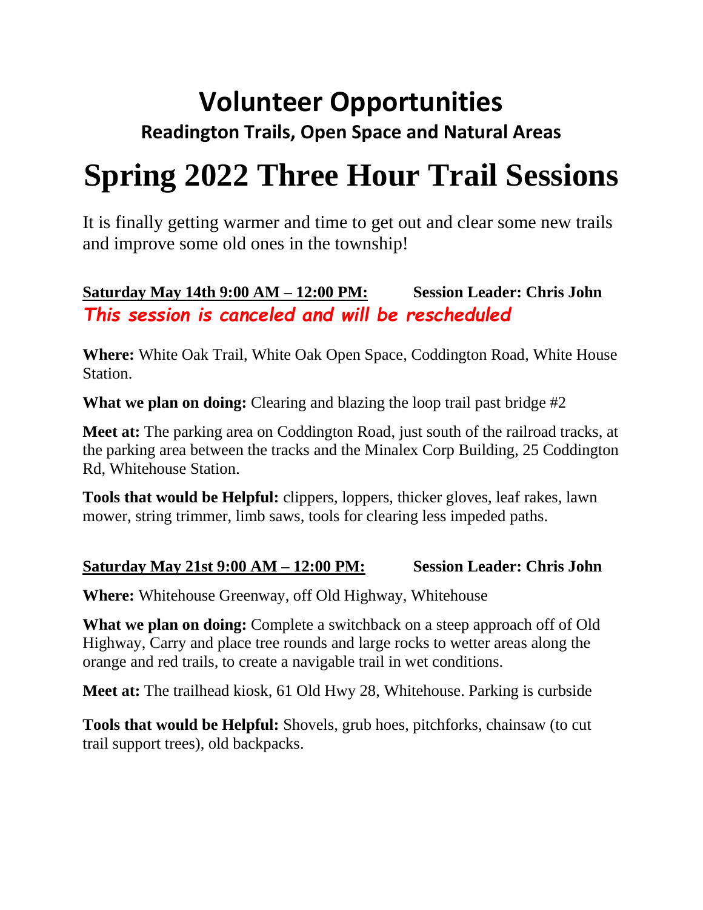# Volunteer Opportunities

## Readington Trails, Open Space and Natural Areas

# Spring 2022 Three Hour Trail Sessions

It is finally getting warmer and time to get out and clear some new trails and improve some old ones in the township!

**Saturday May 14th 9:00 AM – 12:00 PM:** **Session Leader: Chris John**

***This session is canceled and will be rescheduled***

**Where:** White Oak Trail, White Oak Open Space, Coddington Road, White House Station.

**What we plan on doing:** Clearing and blazing the loop trail past bridge #2

**Meet at:** The parking area on Coddington Road, just south of the railroad tracks, at the parking area between the tracks and the Minalex Corp Building, 25 Coddington Rd, Whitehouse Station.

**Tools that would be Helpful:** clippers, loppers, thicker gloves, leaf rakes, lawn mower, string trimmer, limb saws, tools for clearing less impeded paths.

**Saturday May 21st 9:00 AM – 12:00 PM:** **Session Leader: Chris John**

**Where:** Whitehouse Greenway, off Old Highway, Whitehouse

**What we plan on doing:** Complete a switchback on a steep approach off of Old Highway, Carry and place tree rounds and large rocks to wetter areas along the orange and red trails, to create a navigable trail in wet conditions.

**Meet at:** The trailhead kiosk, 61 Old Hwy 28, Whitehouse. Parking is curbside

**Tools that would be Helpful:** Shovels, grub hoes, pitchforks, chainsaw (to cut trail support trees), old backpacks.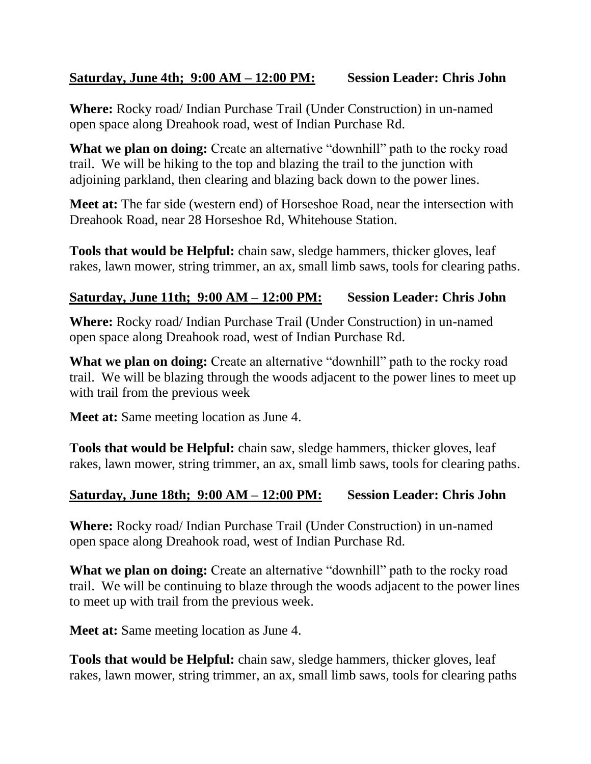**<u>Saturday, June 4th; 9:00 AM – 12:00 PM:</u>** **Session Leader: Chris John**

**Where:** Rocky road/ Indian Purchase Trail (Under Construction) in un-named open space along Dreahook road, west of Indian Purchase Rd.

**What we plan on doing:** Create an alternative "downhill" path to the rocky road trail. We will be hiking to the top and blazing the trail to the junction with adjoining parkland, then clearing and blazing back down to the power lines.

**Meet at:** The far side (western end) of Horseshoe Road, near the intersection with Dreahook Road, near 28 Horseshoe Rd, Whitehouse Station.

**Tools that would be Helpful:** chain saw, sledge hammers, thicker gloves, leaf rakes, lawn mower, string trimmer, an ax, small limb saws, tools for clearing paths.

**<u>Saturday, June 11th; 9:00 AM – 12:00 PM:</u>** **Session Leader: Chris John**

**Where:** Rocky road/ Indian Purchase Trail (Under Construction) in un-named open space along Dreahook road, west of Indian Purchase Rd.

**What we plan on doing:** Create an alternative "downhill" path to the rocky road trail. We will be blazing through the woods adjacent to the power lines to meet up with trail from the previous week

**Meet at:** Same meeting location as June 4.

**Tools that would be Helpful:** chain saw, sledge hammers, thicker gloves, leaf rakes, lawn mower, string trimmer, an ax, small limb saws, tools for clearing paths.

**<u>Saturday, June 18th; 9:00 AM – 12:00 PM:</u>** **Session Leader: Chris John**

**Where:** Rocky road/ Indian Purchase Trail (Under Construction) in un-named open space along Dreahook road, west of Indian Purchase Rd.

**What we plan on doing:** Create an alternative "downhill" path to the rocky road trail. We will be continuing to blaze through the woods adjacent to the power lines to meet up with trail from the previous week.

**Meet at:** Same meeting location as June 4.

**Tools that would be Helpful:** chain saw, sledge hammers, thicker gloves, leaf rakes, lawn mower, string trimmer, an ax, small limb saws, tools for clearing paths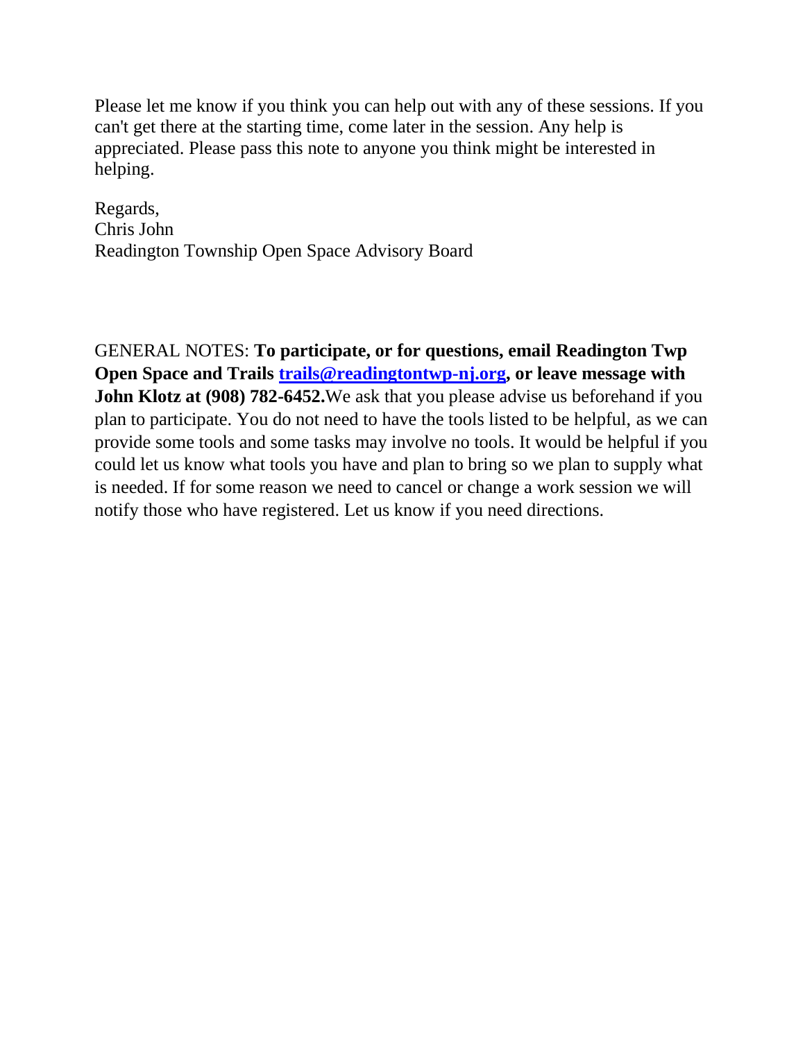Please let me know if you think you can help out with any of these sessions. If you can't get there at the starting time, come later in the session. Any help is appreciated. Please pass this note to anyone you think might be interested in helping.

Regards,
Chris John
Readington Township Open Space Advisory Board

GENERAL NOTES: **To participate, or for questions, email Readington Twp Open Space and Trails [trails@readingtontwp-nj.org](mailto:trails@readingtontwp-nj.org), or leave message with John Klotz at (908) 782-6452.** We ask that you please advise us beforehand if you plan to participate. You do not need to have the tools listed to be helpful, as we can provide some tools and some tasks may involve no tools. It would be helpful if you could let us know what tools you have and plan to bring so we plan to supply what is needed. If for some reason we need to cancel or change a work session we will notify those who have registered. Let us know if you need directions.